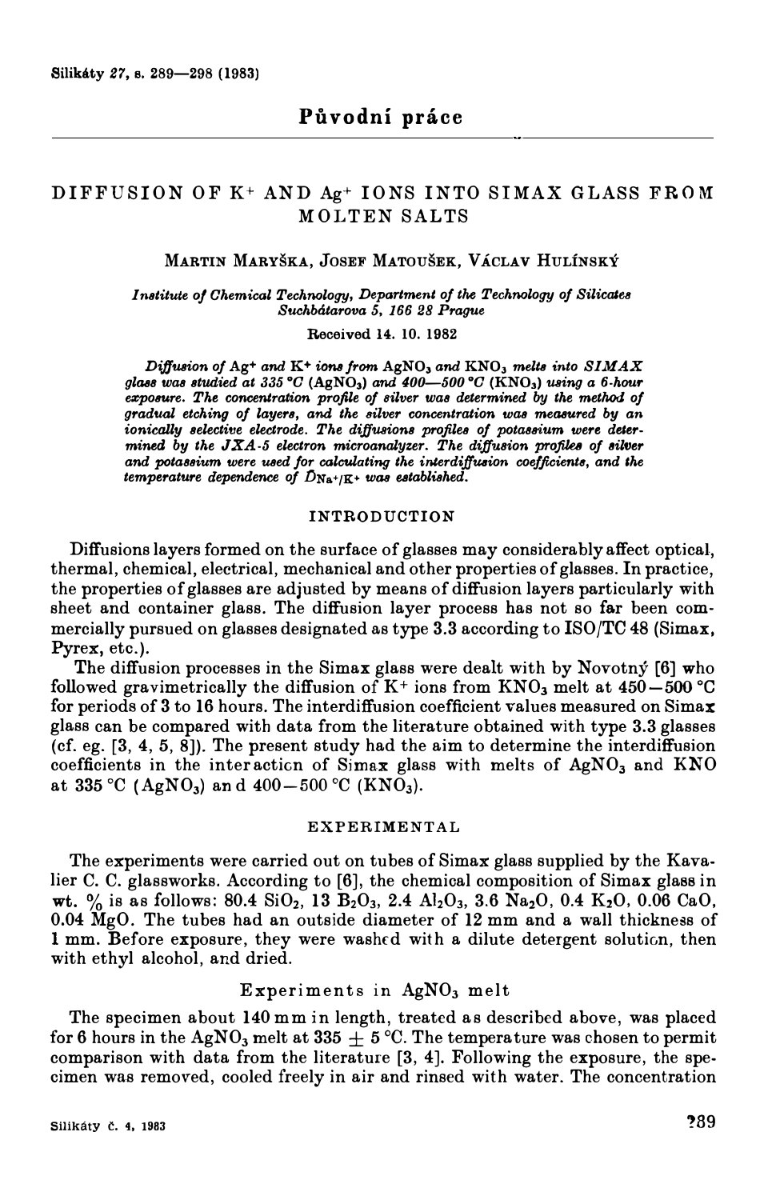## Původní práce

# DIFFUSION OF $K^+$ AND $Ag^+$ IONS INTO SIMAX GLASS FROM MOLTEN SALTS

MARTIN MARYŠKA, JOSEF MATOUŠEK, VÁCLAV HULÍNSKÝ

*Institute of Chemical Technology, Department of the Technology of Silicates Suchbátarova 5, 166 28 Prague*

Received 14. 10. 1982

*Diffusion of $Ag^+$ and $K^+$ ions from $AgNO_3$ and $KNO_3$ melts into SIMAX glass was studied at 335 °C ($AgNO_3$) and 400—500 °C ($KNO_3$) using a 6-hour exposure. The concentration profile of silver was determined by the method of gradual etching of layers, and the silver concentration was measured by an ionically selective electrode. The diffusions profiles of potassium were determined by the JXA-5 electron microanalyzer. The diffusion profiles of silver and potassium were used for calculating the interdiffusion coefficients, and the temperature dependence of $\tilde{D}_{Na^+/K^+}$ was established.*

## INTRODUCTION

Diffusions layers formed on the surface of glasses may considerably affect optical, thermal, chemical, electrical, mechanical and other properties of glasses. In practice, the properties of glasses are adjusted by means of diffusion layers particularly with sheet and container glass. The diffusion layer process has not so far been commercially pursued on glasses designated as type 3.3 according to ISO/TC 48 (Simax, Pyrex, etc.).

The diffusion processes in the Simax glass were dealt with by Novotný [6] who followed gravimetrically the diffusion of $K^+$ ions from $KNO_3$ melt at 450—500 °C for periods of 3 to 16 hours. The interdiffusion coefficient values measured on Simax glass can be compared with data from the literature obtained with type 3.3 glasses (cf. eg. [3, 4, 5, 8]). The present study had the aim to determine the interdiffusion coefficients in the interaction of Simax glass with melts of $AgNO_3$ and KNO at 335 °C ($AgNO_3$) and 400—500 °C ($KNO_3$).

## EXPERIMENTAL

The experiments were carried out on tubes of Simax glass supplied by the Kavalier C. C. glassworks. According to [6], the chemical composition of Simax glass in wt. % is as follows: 80.4 $SiO_2$, 13 $B_2O_3$, 2.4 $Al_2O_3$, 3.6 $Na_2O$, 0.4 $K_2O$, 0.06 CaO, 0.04 MgO. The tubes had an outside diameter of 12 mm and a wall thickness of 1 mm. Before exposure, they were washed with a dilute detergent solution, then with ethyl alcohol, and dried.

### Experiments in $AgNO_3$ melt

The specimen about 140 mm in length, treated as described above, was placed for 6 hours in the $AgNO_3$ melt at 335 ± 5 °C. The temperature was chosen to permit comparison with data from the literature [3, 4]. Following the exposure, the specimen was removed, cooled freely in air and rinsed with water. The concentration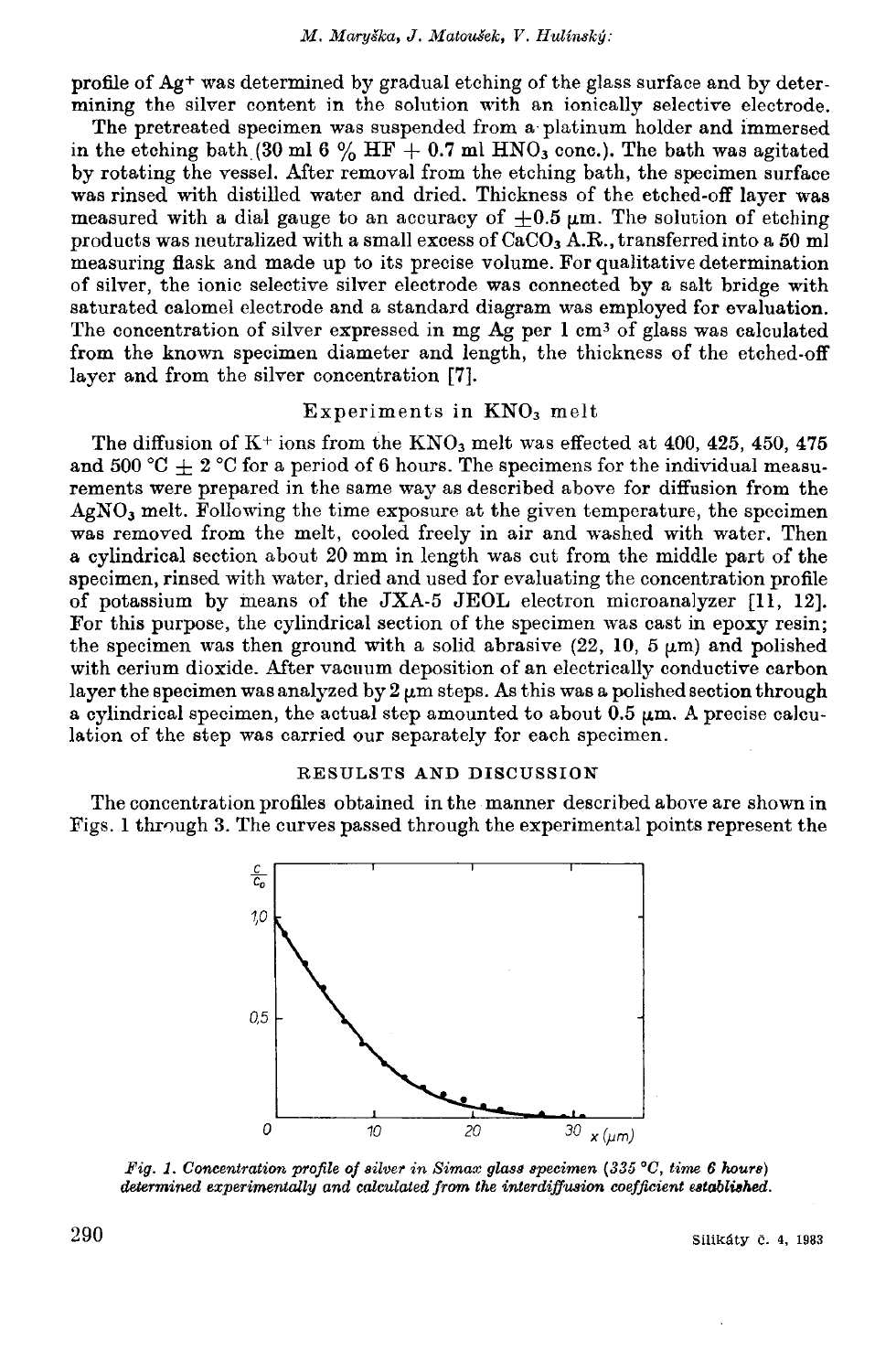profile of $Ag^+$ was determined by gradual etching of the glass surface and by determining the silver content in the solution with an ionically selective electrode.

The pretreated specimen was suspended from a platinum holder and immersed in the etching bath (30 ml 6 % HF + 0.7 ml $HNO_3$ conc.). The bath was agitated by rotating the vessel. After removal from the etching bath, the specimen surface was rinsed with distilled water and dried. Thickness of the etched-off layer was measured with a dial gauge to an accuracy of $\pm 0.5$ μm. The solution of etching products was neutralized with a small excess of $CaCO_3$ A.R., transferred into a 50 ml measuring flask and made up to its precise volume. For qualitative determination of silver, the ionic selective silver electrode was connected by a salt bridge with saturated calomel electrode and a standard diagram was employed for evaluation. The concentration of silver expressed in mg Ag per 1 $cm^3$ of glass was calculated from the known specimen diameter and length, the thickness of the etched-off layer and from the silver concentration [7].

## Experiments in $KNO_3$ melt

The diffusion of $K^+$ ions from the $KNO_3$ melt was effected at 400, 425, 450, 475 and 500 °C $\pm$ 2 °C for a period of 6 hours. The specimens for the individual measurements were prepared in the same way as described above for diffusion from the $AgNO_3$ melt. Following the time exposure at the given temperature, the specimen was removed from the melt, cooled freely in air and washed with water. Then a cylindrical section about 20 mm in length was cut from the middle part of the specimen, rinsed with water, dried and used for evaluating the concentration profile of potassium by means of the JXA-5 JEOL electron microanalyzer [11, 12]. For this purpose, the cylindrical section of the specimen was cast in epoxy resin; the specimen was then ground with a solid abrasive (22, 10, 5 μm) and polished with cerium dioxide. After vacuum deposition of an electrically conductive carbon layer the specimen was analyzed by 2 μm steps. As this was a polished section through a cylindrical specimen, the actual step amounted to about 0.5 μm. A precise calculation of the step was carried our separately for each specimen.

## RESULSTS AND DISCUSSION

The concentration profiles obtained in the manner described above are shown in Figs. 1 through 3. The curves passed through the experimental points represent the

*Fig. 1. Concentration profile of silver in Simax glass specimen (335 °C, time 6 houre) determined experimentally and calculated from the interdiffusion coefficient established.*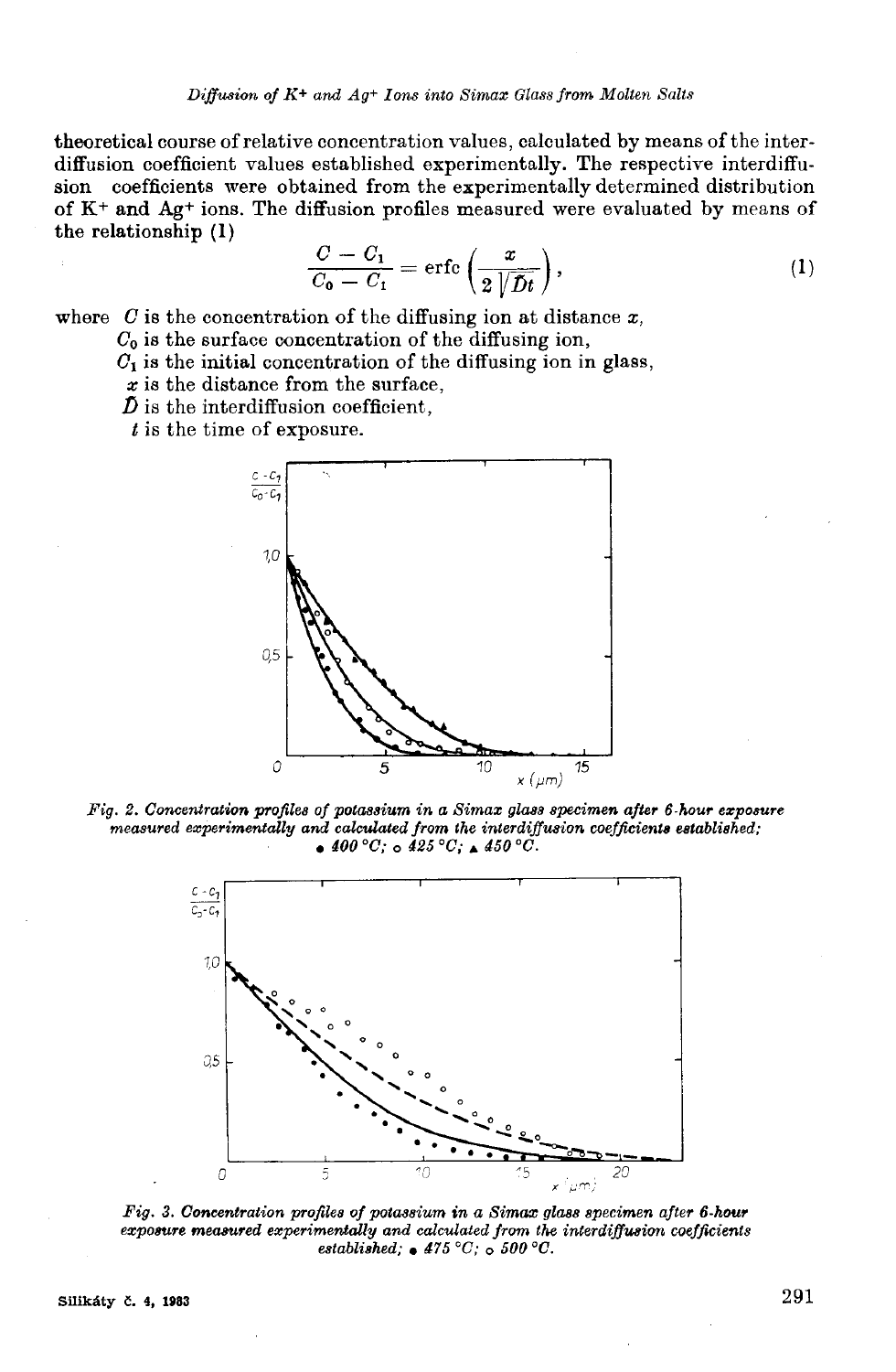theoretical course of relative concentration values, calculated by means of the interdiffusion coefficient values established experimentally. The respective interdiffusion coefficients were obtained from the experimentally determined distribution of $K^+$ and $Ag^+$ ions. The diffusion profiles measured were evaluated by means of the relationship (1)

$$\frac{C - C_1}{C_0 - C_1} = \operatorname{erfc}\left(\frac{x}{2\sqrt{\tilde{D}t}}\right), \tag{1}$$

where $C$ is the concentration of the diffusing ion at distance $x$,

$C_0$ is the surface concentration of the diffusing ion,

$C_1$ is the initial concentration of the diffusing ion in glass,

$x$ is the distance from the surface,

$\tilde{D}$ is the interdiffusion coefficient,

$t$ is the time of exposure.

*Fig. 2. Concentration profiles of potassium in a Simax glass specimen after 6-hour exposure measured experimentally and calculated from the interdiffusion coefficients established;* ● *400 °C;* ○ *425 °C;* ▲ *450 °C.*

*Fig. 3. Concentration profiles of potassium in a Simax glass specimen after 6-hour exposure measured experimentally and calculated from the interdiffusion coefficients established;* ● *475 °C;* ○ *500 °C.*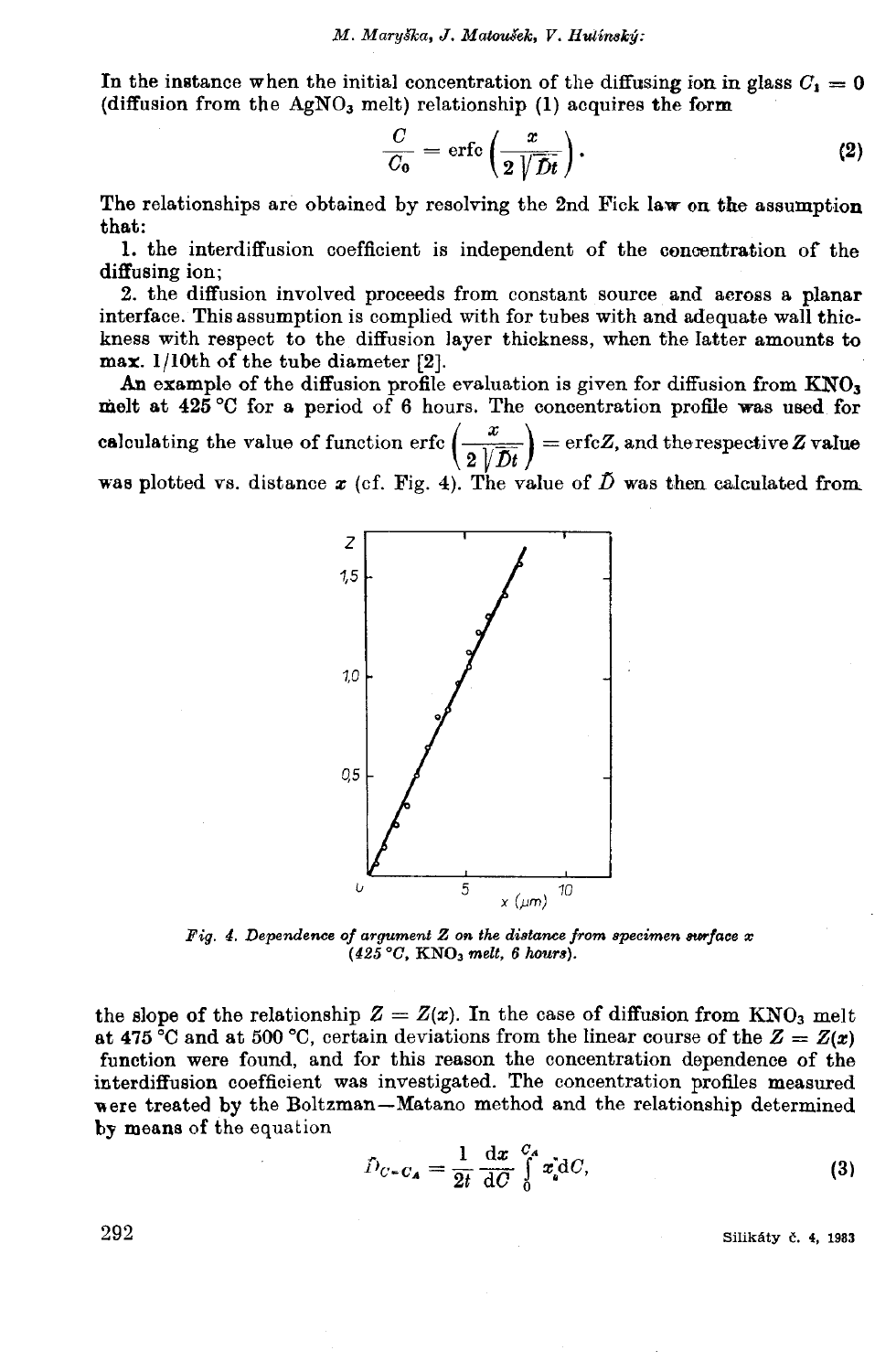In the instance when the initial concentration of the diffusing ion in glass $C_1 = 0$ (diffusion from the $AgNO_3$ melt) relationship (1) acquires the form

$$\frac{C}{C_0} = \operatorname{erfc}\left(\frac{x}{2\sqrt{\tilde{D}t}}\right). \tag{2}$$

The relationships are obtained by resolving the 2nd Fick law on the assumption that:

1. the interdiffusion coefficient is independent of the concentration of the diffusing ion;
2. the diffusion involved proceeds from constant source and across a planar interface. This assumption is complied with for tubes with and adequate wall thickness with respect to the diffusion layer thickness, when the latter amounts to max. 1/10th of the tube diameter [2].

An example of the diffusion profile evaluation is given for diffusion from $KNO_3$ melt at 425 °C for a period of 6 hours. The concentration profile was used for calculating the value of function $\operatorname{erfc}\left(\frac{x}{2\sqrt{\tilde{D}t}}\right) = \operatorname{erfc} Z$, and the respective $Z$ value was plotted vs. distance $x$ (cf. Fig. 4). The value of $\tilde{D}$ was then calculated from

*Fig. 4. Dependence of argument Z on the distance from specimen surface x (425 °C, $KNO_3$ melt, 6 hours).*

the slope of the relationship $Z = Z(x)$. In the case of diffusion from $KNO_3$ melt at 475 °C and at 500 °C, certain deviations from the linear course of the $Z = Z(x)$ function were found, and for this reason the concentration dependence of the interdiffusion coefficient was investigated. The concentration profiles measured were treated by the Boltzman—Matano method and the relationship determined by means of the equation

$$\tilde{D}_{C=C_A} = \frac{1}{2t}\frac{dx}{dC}\int_0^{C_A} x\, dC, \tag{3}$$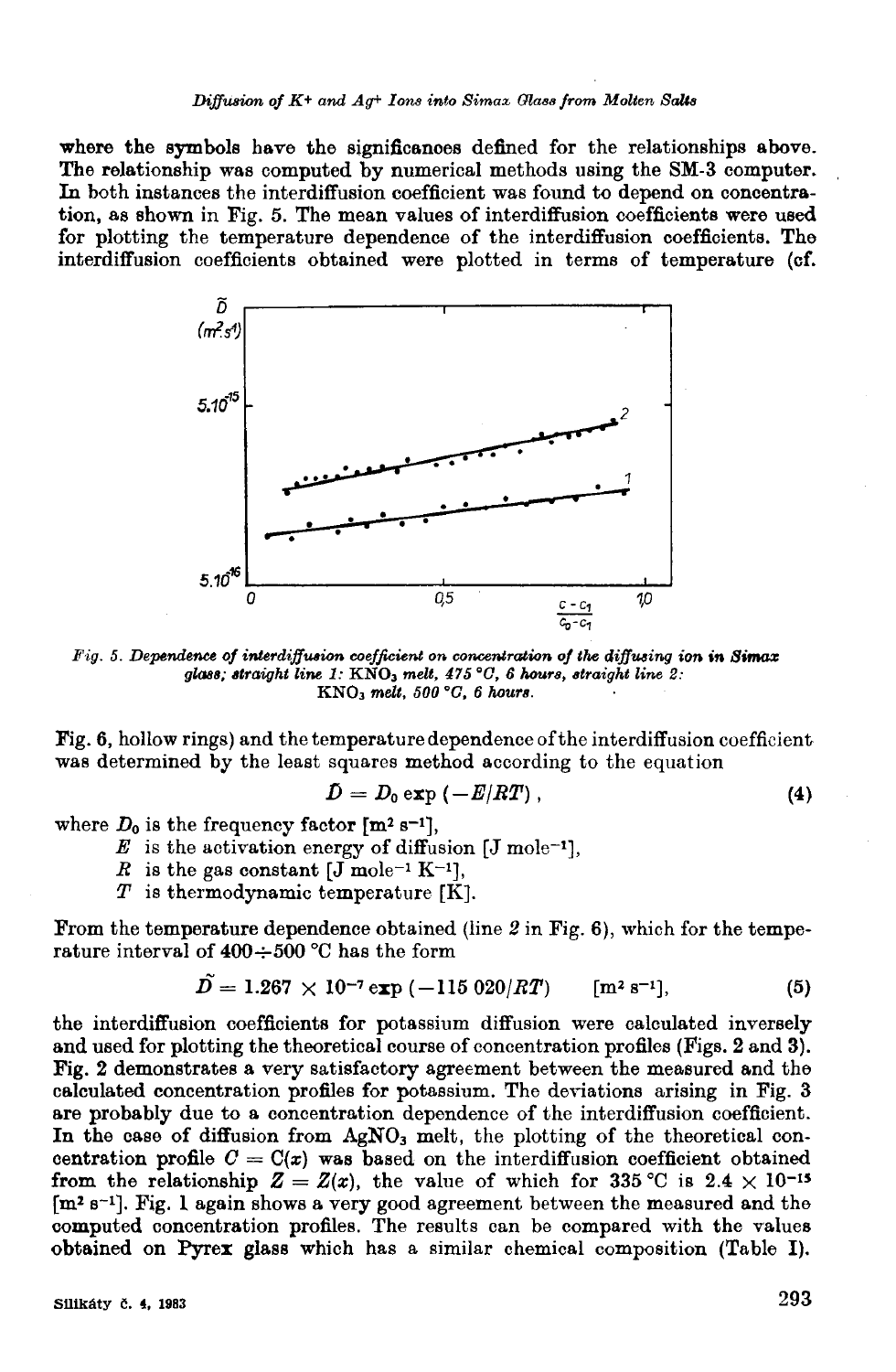where the symbols have the significances defined for the relationships above. The relationship was computed by numerical methods using the SM-3 computer. In both instances the interdiffusion coefficient was found to depend on concentration, as shown in Fig. 5. The mean values of interdiffusion coefficients were used for plotting the temperature dependence of the interdiffusion coefficients. The interdiffusion coefficients obtained were plotted in terms of temperature (cf. Fig. 6, hollow rings) and the temperature dependence of the interdiffusion coefficient was determined by the least squares method according to the equation

*Fig. 5. Dependence of interdiffusion coefficient on concentration of the diffusing ion in Simax glass; straight line 1:* $KNO_3$ *melt, 475 °C, 6 hours, straight line 2:* $KNO_3$ *melt, 500 °C, 6 hours.*

$$\tilde{D} = D_0 \exp(-E/RT), \tag{4}$$

where $D_0$ is the frequency factor [$m^2\ s^{-1}$],
$E$ is the activation energy of diffusion [$J\ mole^{-1}$],
$R$ is the gas constant [$J\ mole^{-1}\ K^{-1}$],
$T$ is thermodynamic temperature [K].

From the temperature dependence obtained (line 2 in Fig. 6), which for the temperature interval of 400÷500 °C has the form

$$\tilde{D} = 1.267 \times 10^{-7} \exp(-115\,020/RT) \qquad [m^2\ s^{-1}], \tag{5}$$

the interdiffusion coefficients for potassium diffusion were calculated inversely and used for plotting the theoretical course of concentration profiles (Figs. 2 and 3). Fig. 2 demonstrates a very satisfactory agreement between the measured and the calculated concentration profiles for potassium. The deviations arising in Fig. 3 are probably due to a concentration dependence of the interdiffusion coefficient. In the case of diffusion from $AgNO_3$ melt, the plotting of the theoretical concentration profile $C = C(x)$ was based on the interdiffusion coefficient obtained from the relationship $Z = Z(x)$, the value of which for 335 °C is $2.4 \times 10^{-15}$ [$m^2\ s^{-1}$]. Fig. 1 again shows a very good agreement between the measured and the computed concentration profiles. The results can be compared with the values obtained on Pyrex glass which has a similar chemical composition (Table I).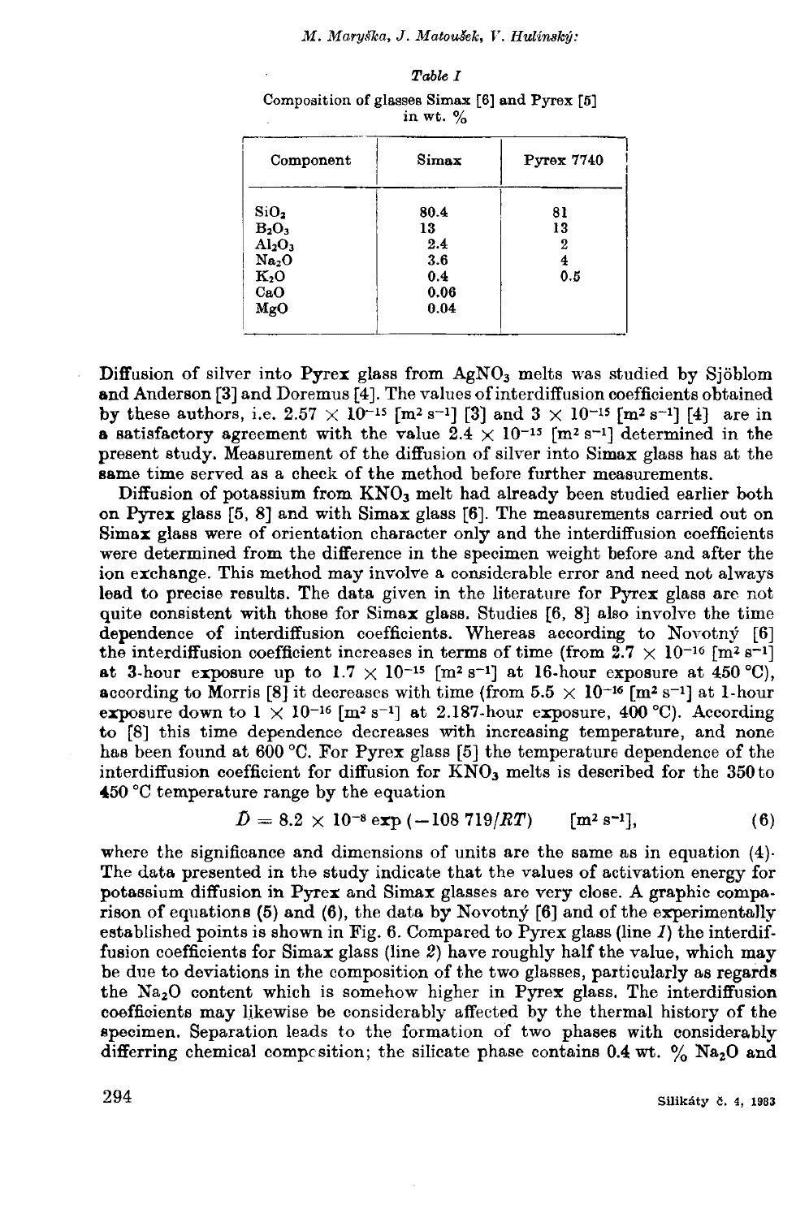*Table I*

Composition of glasses Simax [6] and Pyrex [5] in wt. %

| Component | Simax | Pyrex 7740 |
|---|---|---|
| $SiO_2$ | 80.4 | 81 |
| $B_2O_3$ | 13 | 13 |
| $Al_2O_3$ | 2.4 | 2 |
| $Na_2O$ | 3.6 | 4 |
| $K_2O$ | 0.4 | 0.5 |
| CaO | 0.06 | |
| MgO | 0.04 | |

Diffusion of silver into Pyrex glass from $AgNO_3$ melts was studied by Sjöblom and Anderson [3] and Doremus [4]. The values of interdiffusion coefficients obtained by these authors, i.e. $2.57 \times 10^{-15}$ [$m^2 s^{-1}$] [3] and $3 \times 10^{-15}$ [$m^2 s^{-1}$] [4] are in a satisfactory agreement with the value $2.4 \times 10^{-15}$ [$m^2 s^{-1}$] determined in the present study. Measurement of the diffusion of silver into Simax glass has at the same time served as a check of the method before further measurements.

Diffusion of potassium from $KNO_3$ melt had already been studied earlier both on Pyrex glass [5, 8] and with Simax glass [6]. The measurements carried out on Simax glass were of orientation character only and the interdiffusion coefficients were determined from the difference in the specimen weight before and after the ion exchange. This method may involve a considerable error and need not always lead to precise results. The data given in the literature for Pyrex glass are not quite consistent with those for Simax glass. Studies [6, 8] also involve the time dependence of interdiffusion coefficients. Whereas according to Novotný [6] the interdiffusion coefficient increases in terms of time (from $2.7 \times 10^{-16}$ [$m^2 s^{-1}$] at 3-hour exposure up to $1.7 \times 10^{-15}$ [$m^2 s^{-1}$] at 16-hour exposure at 450 °C), according to Morris [8] it decreases with time (from $5.5 \times 10^{-16}$ [$m^2 s^{-1}$] at 1-hour exposure down to $1 \times 10^{-16}$ [$m^2 s^{-1}$] at 2.187-hour exposure, 400 °C). According to [8] this time dependence decreases with increasing temperature, and none has been found at 600 °C. For Pyrex glass [5] the temperature dependence of the interdiffusion coefficient for diffusion for $KNO_3$ melts is described for the 350 to 450 °C temperature range by the equation

$$\tilde{D} = 8.2 \times 10^{-8} \exp\left(-108\,719/RT\right) \qquad [m^2 s^{-1}], \tag{6}$$

where the significance and dimensions of units are the same as in equation (4). The data presented in the study indicate that the values of activation energy for potassium diffusion in Pyrex and Simax glasses are very close. A graphic comparison of equations (5) and (6), the data by Novotný [6] and of the experimentally established points is shown in Fig. 6. Compared to Pyrex glass (line *1*) the interdiffusion coefficients for Simax glass (line *2*) have roughly half the value, which may be due to deviations in the composition of the two glasses, particularly as regards the $Na_2O$ content which is somehow higher in Pyrex glass. The interdiffusion coefficients may likewise be considerably affected by the thermal history of the specimen. Separation leads to the formation of two phases with considerably differring chemical composition; the silicate phase contains 0.4 wt. % $Na_2O$ and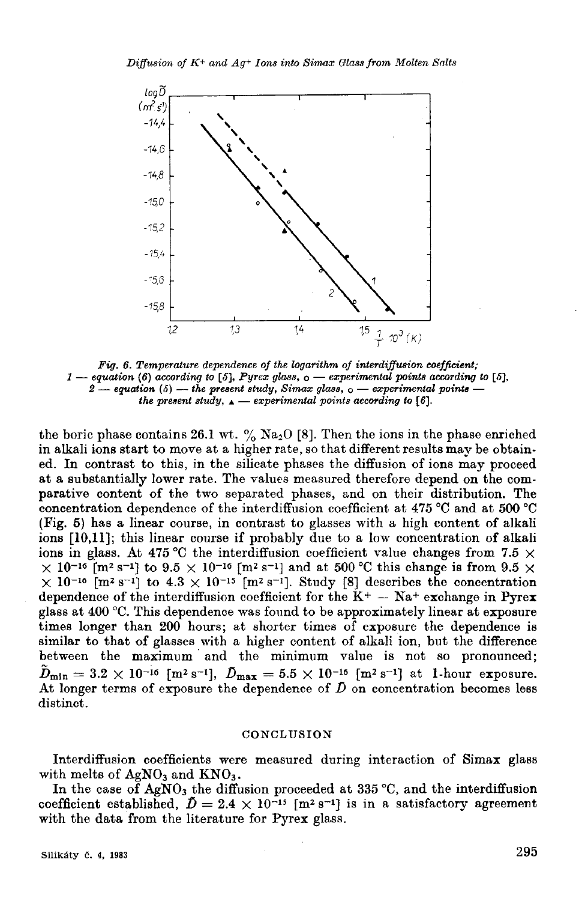*Fig. 6. Temperature dependence of the logarithm of interdiffusion coefficient; 1 — equation (6) according to [5], Pyrex glass, ○ — experimental points according to [5]. 2 — equation (5) — the present study, Simax glass, ○ — experimental points — the present study, ▲ — experimental points according to [6].*

the boric phase contains 26.1 wt. % $Na_2O$ [8]. Then the ions in the phase enriched in alkali ions start to move at a higher rate, so that different results may be obtained. In contrast to this, in the silicate phases the diffusion of ions may proceed at a substantially lower rate. The values measured therefore depend on the comparative content of the two separated phases, and on their distribution. The concentration dependence of the interdiffusion coefficient at 475 °C and at 500 °C (Fig. 5) has a linear course, in contrast to glasses with a high content of alkali ions [10,11]; this linear course if probably due to a low concentration of alkali ions in glass. At 475 °C the interdiffusion coefficient value changes from $7.5 \times 10^{-16}$ [$m^2 s^{-1}$] to $9.5 \times 10^{-16}$ [$m^2 s^{-1}$] and at 500 °C this change is from $9.5 \times 10^{-16}$ [$m^2 s^{-1}$] to $4.3 \times 10^{-15}$ [$m^2 s^{-1}$]. Study [8] describes the concentration dependence of the interdiffusion coefficient for the $K^+ - Na^+$ exchange in Pyrex glass at 400 °C. This dependence was found to be approximately linear at exposure times longer than 200 hours; at shorter times of exposure the dependence is similar to that of glasses with a higher content of alkali ion, but the difference between the maximum and the minimum value is not so pronounced; $\tilde{D}_{min} = 3.2 \times 10^{-16}$ [$m^2 s^{-1}$], $\tilde{D}_{max} = 5.5 \times 10^{-16}$ [$m^2 s^{-1}$] at 1-hour exposure. At longer terms of exposure the dependence of $\tilde{D}$ on concentration becomes less distinct.

## CONCLUSION

Interdiffusion coefficients were measured during interaction of Simax glass with melts of $AgNO_3$ and $KNO_3$.

In the case of $AgNO_3$ the diffusion proceeded at 335 °C, and the interdiffusion coefficient established, $\tilde{D} = 2.4 \times 10^{-15}$ [$m^2 s^{-1}$] is in a satisfactory agreement with the data from the literature for Pyrex glass.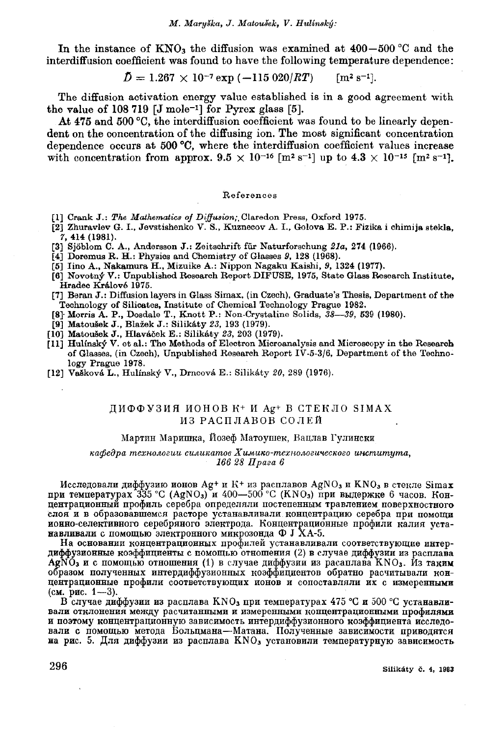In the instance of $KNO_3$ the diffusion was examined at 400—500 °C and the interdiffusion coefficient was found to have the following temperature dependence:

$$\bar{D} = 1.267 \times 10^{-7} \exp(-115\,020/RT) \qquad [\mathrm{m^2\,s^{-1}}].$$

The diffusion activation energy value established is in a good agreement with the value of 108 719 [J mole$^{-1}$] for Pyrex glass [5].

At 475 and 500 °C, the interdiffusion coefficient was found to be linearly dependent on the concentration of the diffusing ion. The most significant concentration dependence occurs at 500 °C, where the interdiffusion coefficient values increase with concentration from approx. $9.5 \times 10^{-16}$ [m$^2$ s$^{-1}$] up to $4.3 \times 10^{-15}$ [m$^2$ s$^{-1}$].

## References

[1] Crank J.: *The Mathematics of Diffusion*, Claredon Press, Oxford 1975.
[2] Zhuravlev G. I., Jevstishenko V. S., Kuznecov A. I., Golova E. P.: Fizika i chimija stekla, *7*, 414 (1981).
[3] Sjöblom C. A., Andersson J.: Zeitschrift für Naturforschung *21a*, 274 (1966).
[4] Doremus R. H.: Physics and Chemistry of Glasses *9*, 128 (1968).
[5] Iino A., Nakamura H., Mizuike A.: Nippon Nagaku Kaishi, *9*, 1324 (1977).
[6] Novotný V.: Unpublished Research Report DIFUSE, 1975, State Glass Research Institute, Hradec Králové 1975.
[7] Beran J.: Diffusion layers in Glass Simax, (in Czech), Graduate's Thesis, Department of the Technology of Silicates, Institute of Chemical Technology Prague 1982.
[8] Morris A. P., Dosdale T., Knott P.: Non-Crystaline Solids, *38—39*, 539 (1980).
[9] Matoušek J., Blažek J.: Silikáty *23*, 193 (1979).
[10] Matoušek J., Hlaváček E.: Silikáty *23*, 203 (1979).
[11] Hulínský V. et al.: The Methods of Electron Microanalysis and Microscopy in the Research of Glasses, (in Czech), Unpublished Research Report IV-5-3/6, Department of the Technology Prague 1978.
[12] Vašková L., Hulínský V., Drncová E.: Silikáty *20*, 289 (1976).

## ДИФФУЗИЯ ИОНОВ $K^+$ И $Ag^+$ В СТЕКЛО SIMAX ИЗ РАСПЛАВОВ СОЛЕЙ

Мартин Маришка, Йозеф Матоушек, Вацлав Гулински

*кафедра технологии силикатов Химико-технологического института, 166 28 Прага 6*

Исследовали диффузию ионов $Ag^+$ и $K^+$ из расплавов $AgNO_3$ и $KNO_3$ в стекле Simax при температурах 335 °C ($AgNO_3$) и 400—500 °C ($KNO_3$) при выдержке 6 часов. Концентрационный профиль серебра определяли постепенным травлением поверхностного слоя и в образовавшемся растворе устанавливали концентрацию серебра при помощи ионно-селективного серебряного электрода. Концентрационные профили калия устанавливали с помощью электронного микрозонда Ф J XA-5.

На основании концентрационных профилей устанавливали соответствующие интердиффузионные коэффициенты с помощью отношения (2) в случае диффузии из расплава $AgNO_3$ и с помощью отношения (1) в случае диффузии из расаплава $KNO_3$. Из таким образом полученных интердиффузионных коэффициентов обратно расчитывали концентрационные профили соответствующих ионов и сопоставляли их с измеренными (см. рис. 1—3).

В случае диффузии из расплава $KNO_3$ при температурах 475 °C и 500 °C устанавливали отклонения между расчитанными и измеренными концентрационными профилями и поэтому концентрационную зависимость интердиффузионного коэффициента исследовали с помощью метода Больцмана—Матана. Полученные зависимости приводятся на рис. 5. Для диффузии из расплава $KNO_3$ установили температурную зависимость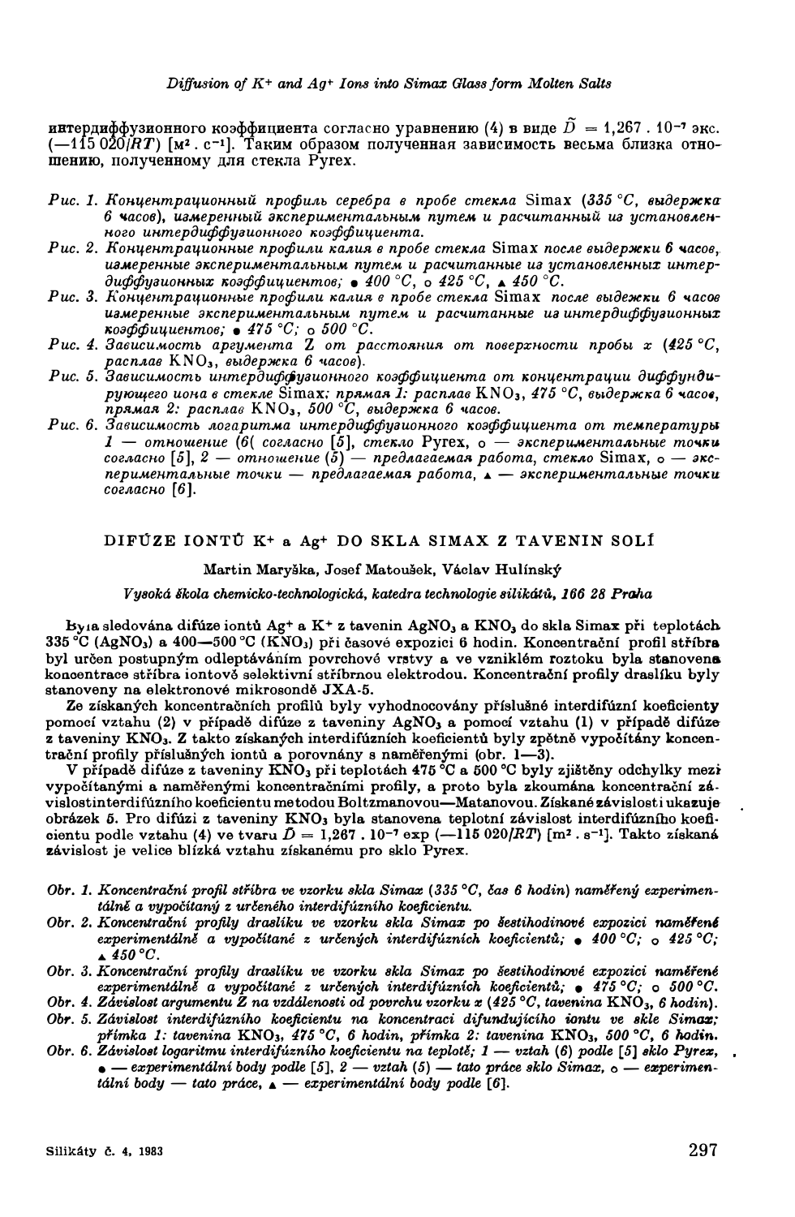интердиффузионного коэффициента согласно уравнению (4) в виде $\tilde{D} = 1{,}267 \cdot 10^{-7}$ экс. $(-115\,020/RT)$ [м² . с⁻¹]. Таким образом полученная зависимость весьма близка отношению, полученному для стекла Pyrex.

*Рис. 1. Концентрационный профиль серебра в пробе стекла* Simax *(335 °C, выдержка 6 часов), измеренный экспериментальным путем и расчитанный из установленного интердиффузионного коэффициента.*
*Рис. 2. Концентрационные профили калия в пробе стекла* Simax *после выдержки 6 часов, измеренные экспериментальным путем и расчитанные из установленных интердиффузионных коэффициентов;* • *400 °C,* ○ *425 °C,* ▲ *450 °C.*
*Рис. 3. Концентрационные профили калия в пробе стекла* Simax *после выдежки 6 часов измеренные экспериментальным путем и расчитанные из интердиффузионных коэффициентов;* • *475 °C;* ○ *500 °C.*
*Рис. 4. Зависимость аргумента Z от расстояния от поверхности пробы x (425 °C, расплав* $KNO_3$*, выдержка 6 часов).*
*Рис. 5. Зависимость интердиффузионного коэффициента от концентрации диффундирующего иона в стекле* Simax*; прямая 1: расплав* $KNO_3$*, 475 °C, выдержка 6 часов, прямая 2: расплав* $KNO_3$*, 500 °C, выдержка 6 часов.*
*Рис. 6. Зависимость логарифма интердиффузионного коэффициента от температуры 1 — отношение (6( согласно [5], стекло* Pyrex, ○ *— экспериментальные точки согласно [5], 2 — отношение (5) — предлагаемая работа, стекло* Simax, ○ *— экспериментальные точки — предлагаемая работа,* ▲ *— экспериментальные точки согласно [6].*

## DIFÚZE IONTŮ $K^+$ a $Ag^+$ DO SKLA SIMAX Z TAVENIN SOLÍ

Martin Maryška, Josef Matoušek, Václav Hulínský

*Vysoká škola chemicko-technologická, katedra technologie silikátů, 166 28 Praha*

Byla sledována difúze iontů $Ag^+$ a $K^+$ z tavenin $AgNO_3$ a $KNO_3$ do skla Simax při teplotách 335 °C ($AgNO_3$) a 400—500 °C ($KNO_3$) při časové expozici 6 hodin. Koncentrační profil stříbra byl určen postupným odleptáváním povrchové vrstvy a ve vzniklém roztoku byla stanovena koncentrace stříbra iontově selektivní stříbrnou elektrodou. Koncentrační profily draslíku byly stanoveny na elektronové mikrosondě JXA-5.

Ze získaných koncentračních profilů byly vyhodnocovány příslušné interdifúzní koeficienty pomocí vztahu (2) v případě difúze z taveniny $AgNO_3$ a pomocí vztahu (1) v případě difúze z taveniny $KNO_3$. Z takto získaných interdifúzních koeficientů byly zpětně vypočítány koncentrační profily příslušných iontů a porovnány s naměřenými (obr. 1—3).

V případě difúze z taveniny $KNO_3$ při teplotách 475 °C a 500 °C byly zjištěny odchylky mezi vypočítanými a naměřenými koncentračními profily, a proto byla zkoumána koncentrační závislost interdifúzního koeficientu metodou Boltzmanovou—Matanovou. Získané závislosti ukazuje obrázek 5. Pro difúzi z taveniny $KNO_3$ byla stanovena teplotní závislost interdifúzního koeficientu podle vztahu (4) ve tvaru $\tilde{D} = 1{,}267 \cdot 10^{-7} \exp(-115\,020/RT)$ [m² . s⁻¹]. Takto získaná závislost je velice blízká vztahu získanému pro sklo Pyrex.

*Obr. 1. Koncentrační profil stříbra ve vzorku skla Simax (335 °C, čas 6 hodin) naměřený experimentálně a vypočítaný z určeného interdifúzního koeficientu.*
*Obr. 2. Koncentrační profily draslíku ve vzorku skla Simax po šestihodinové expozici naměřené experimentálně a vypočítané z určených interdifúzních koeficientů;* • *400 °C;* ○ *425 °C;* ▲ *450 °C.*
*Obr. 3. Koncentrační profily draslíku ve vzorku skla Simax po šestihodinové expozici naměřené experimentálně a vypočítané z určených interdifúzních koeficientů;* • *475 °C;* ○ *500 °C.*
*Obr. 4. Závislost argumentu Z na vzdálenosti od povrchu vzorku x (425 °C, tavenina* $KNO_3$*, 6 hodin).*
*Obr. 5. Závislost interdifúzního koeficientu na koncentraci difundujícího iontu ve skle Simax; přímka 1: tavenina* $KNO_3$*, 475 °C, 6 hodin, přímka 2: tavenina* $KNO_3$*, 500 °C, 6 hodin.*
*Obr. 6. Závislost logaritmu interdifúzního koeficientu na teplotě; 1 — vztah (6) podle [5] sklo Pyrex,* • *— experimentální body podle [5], 2 — vztah (5) — tato práce sklo Simax,* ○ *— experimentální body — tato práce,* ▲ *— experimentální body podle [6].*